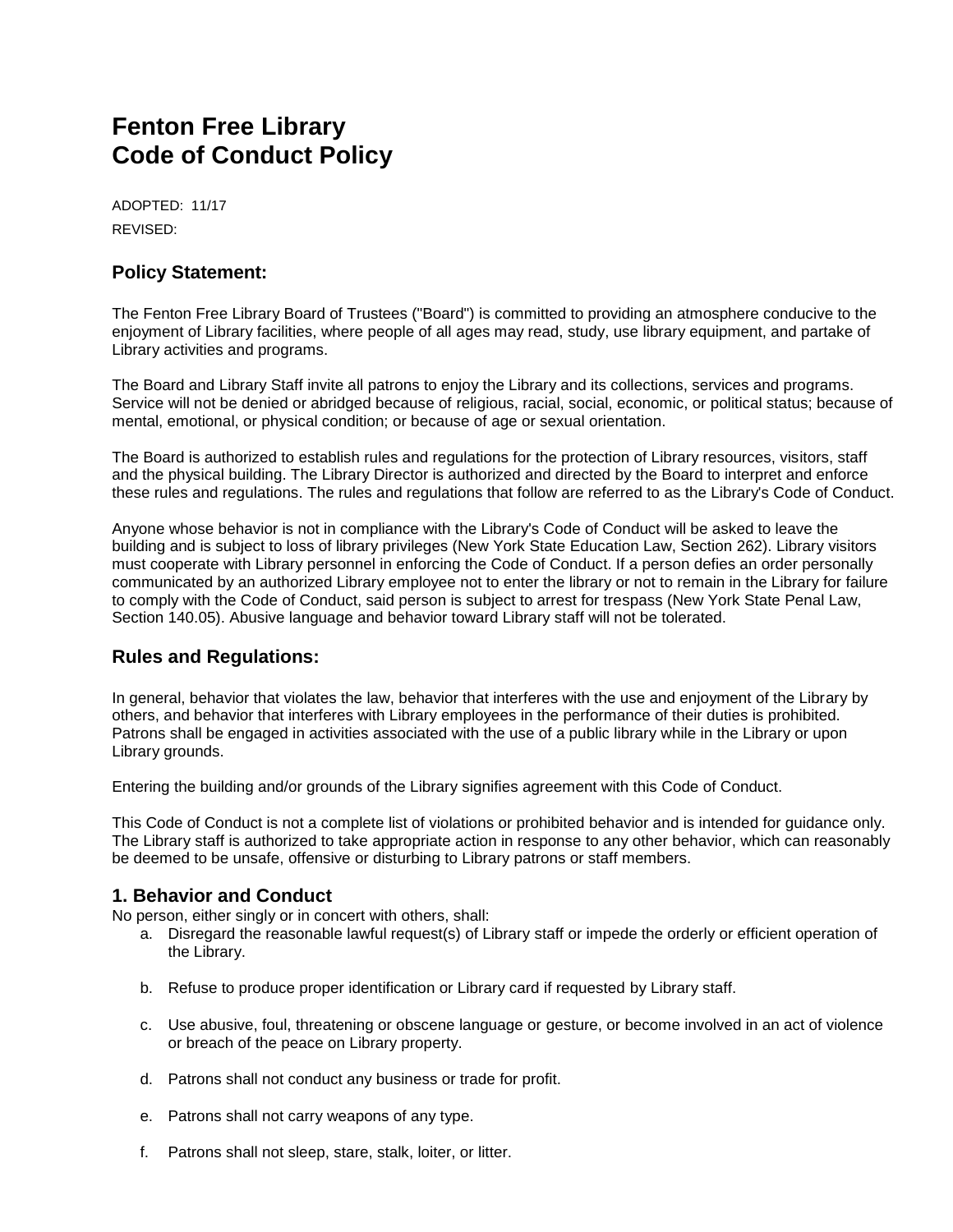# Fenton Free Library
# Code of Conduct Policy

ADOPTED: 11/17

REVISED:

## Policy Statement:

The Fenton Free Library Board of Trustees ("Board") is committed to providing an atmosphere conducive to the enjoyment of Library facilities, where people of all ages may read, study, use library equipment, and partake of Library activities and programs.

The Board and Library Staff invite all patrons to enjoy the Library and its collections, services and programs. Service will not be denied or abridged because of religious, racial, social, economic, or political status; because of mental, emotional, or physical condition; or because of age or sexual orientation.

The Board is authorized to establish rules and regulations for the protection of Library resources, visitors, staff and the physical building. The Library Director is authorized and directed by the Board to interpret and enforce these rules and regulations. The rules and regulations that follow are referred to as the Library's Code of Conduct.

Anyone whose behavior is not in compliance with the Library's Code of Conduct will be asked to leave the building and is subject to loss of library privileges (New York State Education Law, Section 262). Library visitors must cooperate with Library personnel in enforcing the Code of Conduct. If a person defies an order personally communicated by an authorized Library employee not to enter the library or not to remain in the Library for failure to comply with the Code of Conduct, said person is subject to arrest for trespass (New York State Penal Law, Section 140.05). Abusive language and behavior toward Library staff will not be tolerated.

## Rules and Regulations:

In general, behavior that violates the law, behavior that interferes with the use and enjoyment of the Library by others, and behavior that interferes with Library employees in the performance of their duties is prohibited. Patrons shall be engaged in activities associated with the use of a public library while in the Library or upon Library grounds.

Entering the building and/or grounds of the Library signifies agreement with this Code of Conduct.

This Code of Conduct is not a complete list of violations or prohibited behavior and is intended for guidance only. The Library staff is authorized to take appropriate action in response to any other behavior, which can reasonably be deemed to be unsafe, offensive or disturbing to Library patrons or staff members.

### 1. Behavior and Conduct

No person, either singly or in concert with others, shall:

a. Disregard the reasonable lawful request(s) of Library staff or impede the orderly or efficient operation of the Library.

b. Refuse to produce proper identification or Library card if requested by Library staff.

c. Use abusive, foul, threatening or obscene language or gesture, or become involved in an act of violence or breach of the peace on Library property.

d. Patrons shall not conduct any business or trade for profit.

e. Patrons shall not carry weapons of any type.

f. Patrons shall not sleep, stare, stalk, loiter, or litter.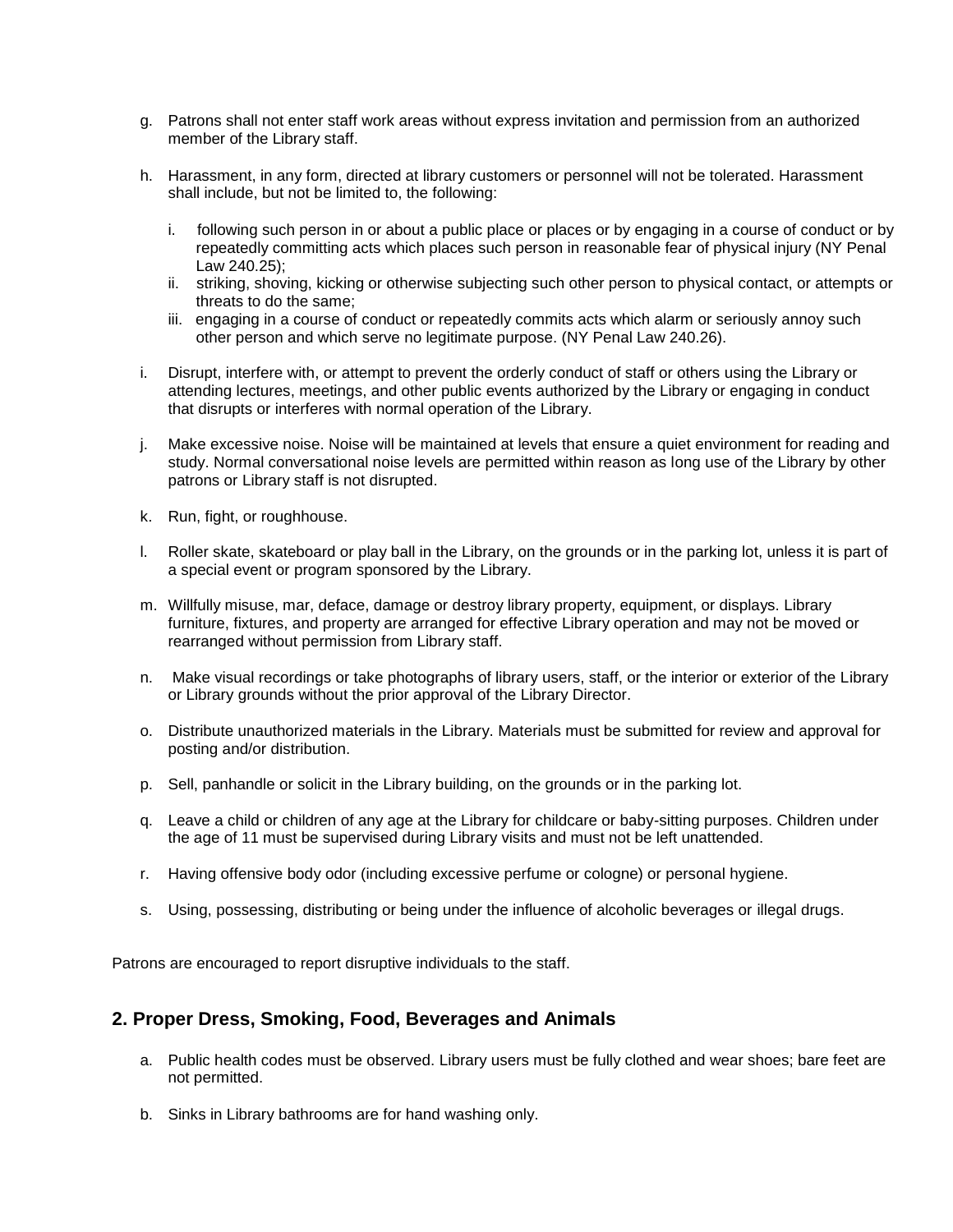g. Patrons shall not enter staff work areas without express invitation and permission from an authorized member of the Library staff.

h. Harassment, in any form, directed at library customers or personnel will not be tolerated. Harassment shall include, but not be limited to, the following:

   i. following such person in or about a public place or places or by engaging in a course of conduct or by repeatedly committing acts which places such person in reasonable fear of physical injury (NY Penal Law 240.25);
   ii. striking, shoving, kicking or otherwise subjecting such other person to physical contact, or attempts or threats to do the same;
   iii. engaging in a course of conduct or repeatedly commits acts which alarm or seriously annoy such other person and which serve no legitimate purpose. (NY Penal Law 240.26).

i. Disrupt, interfere with, or attempt to prevent the orderly conduct of staff or others using the Library or attending lectures, meetings, and other public events authorized by the Library or engaging in conduct that disrupts or interferes with normal operation of the Library.

j. Make excessive noise. Noise will be maintained at levels that ensure a quiet environment for reading and study. Normal conversational noise levels are permitted within reason as long use of the Library by other patrons or Library staff is not disrupted.

k. Run, fight, or roughhouse.

l. Roller skate, skateboard or play ball in the Library, on the grounds or in the parking lot, unless it is part of a special event or program sponsored by the Library.

m. Willfully misuse, mar, deface, damage or destroy library property, equipment, or displays. Library furniture, fixtures, and property are arranged for effective Library operation and may not be moved or rearranged without permission from Library staff.

n. Make visual recordings or take photographs of library users, staff, or the interior or exterior of the Library or Library grounds without the prior approval of the Library Director.

o. Distribute unauthorized materials in the Library. Materials must be submitted for review and approval for posting and/or distribution.

p. Sell, panhandle or solicit in the Library building, on the grounds or in the parking lot.

q. Leave a child or children of any age at the Library for childcare or baby-sitting purposes. Children under the age of 11 must be supervised during Library visits and must not be left unattended.

r. Having offensive body odor (including excessive perfume or cologne) or personal hygiene.

s. Using, possessing, distributing or being under the influence of alcoholic beverages or illegal drugs.

Patrons are encouraged to report disruptive individuals to the staff.

## 2. Proper Dress, Smoking, Food, Beverages and Animals

a. Public health codes must be observed. Library users must be fully clothed and wear shoes; bare feet are not permitted.

b. Sinks in Library bathrooms are for hand washing only.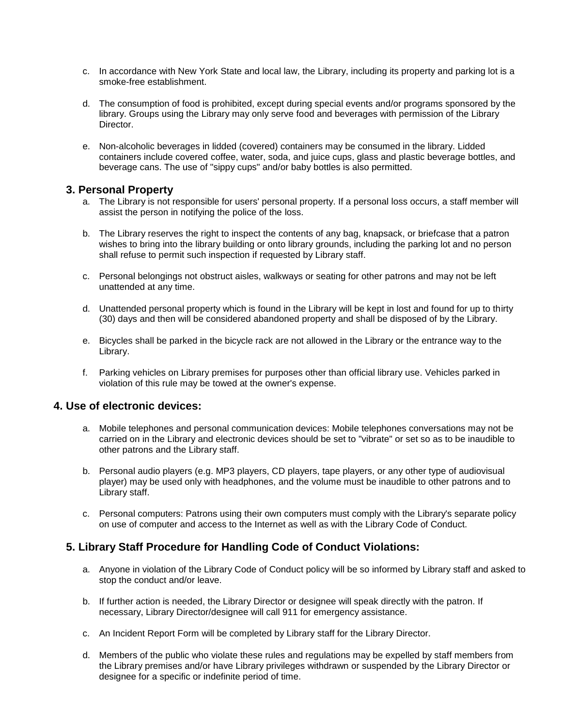c. In accordance with New York State and local law, the Library, including its property and parking lot is a smoke-free establishment.

d. The consumption of food is prohibited, except during special events and/or programs sponsored by the library. Groups using the Library may only serve food and beverages with permission of the Library Director.

e. Non-alcoholic beverages in lidded (covered) containers may be consumed in the library. Lidded containers include covered coffee, water, soda, and juice cups, glass and plastic beverage bottles, and beverage cans. The use of "sippy cups" and/or baby bottles is also permitted.

### 3. Personal Property

a. The Library is not responsible for users' personal property. If a personal loss occurs, a staff member will assist the person in notifying the police of the loss.

b. The Library reserves the right to inspect the contents of any bag, knapsack, or briefcase that a patron wishes to bring into the library building or onto library grounds, including the parking lot and no person shall refuse to permit such inspection if requested by Library staff.

c. Personal belongings not obstruct aisles, walkways or seating for other patrons and may not be left unattended at any time.

d. Unattended personal property which is found in the Library will be kept in lost and found for up to thirty (30) days and then will be considered abandoned property and shall be disposed of by the Library.

e. Bicycles shall be parked in the bicycle rack are not allowed in the Library or the entrance way to the Library.

f. Parking vehicles on Library premises for purposes other than official library use. Vehicles parked in violation of this rule may be towed at the owner's expense.

### 4. Use of electronic devices:

a. Mobile telephones and personal communication devices: Mobile telephones conversations may not be carried on in the Library and electronic devices should be set to "vibrate" or set so as to be inaudible to other patrons and the Library staff.

b. Personal audio players (e.g. MP3 players, CD players, tape players, or any other type of audiovisual player) may be used only with headphones, and the volume must be inaudible to other patrons and to Library staff.

c. Personal computers: Patrons using their own computers must comply with the Library's separate policy on use of computer and access to the Internet as well as with the Library Code of Conduct.

### 5. Library Staff Procedure for Handling Code of Conduct Violations:

a. Anyone in violation of the Library Code of Conduct policy will be so informed by Library staff and asked to stop the conduct and/or leave.

b. If further action is needed, the Library Director or designee will speak directly with the patron. If necessary, Library Director/designee will call 911 for emergency assistance.

c. An Incident Report Form will be completed by Library staff for the Library Director.

d. Members of the public who violate these rules and regulations may be expelled by staff members from the Library premises and/or have Library privileges withdrawn or suspended by the Library Director or designee for a specific or indefinite period of time.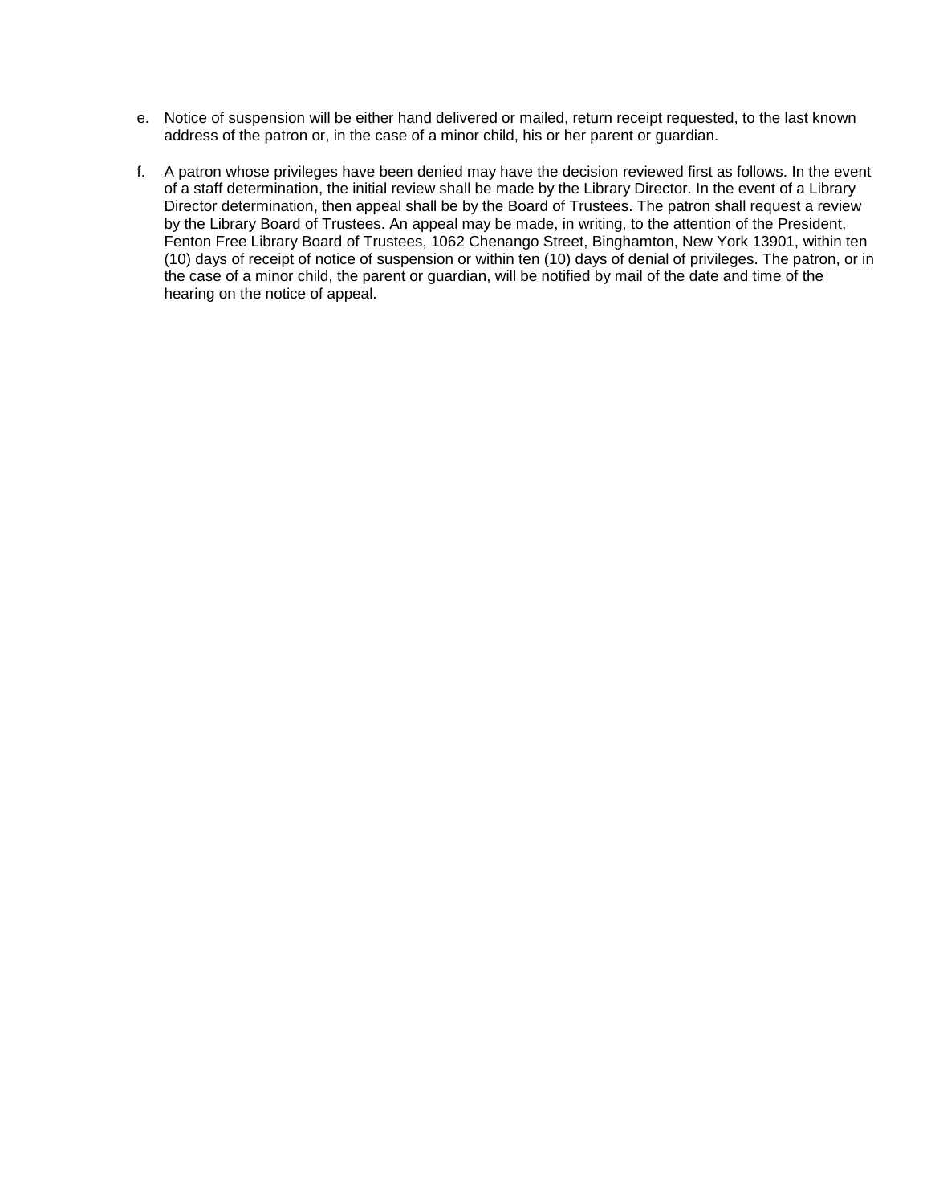e. Notice of suspension will be either hand delivered or mailed, return receipt requested, to the last known address of the patron or, in the case of a minor child, his or her parent or guardian.

f. A patron whose privileges have been denied may have the decision reviewed first as follows. In the event of a staff determination, the initial review shall be made by the Library Director. In the event of a Library Director determination, then appeal shall be by the Board of Trustees. The patron shall request a review by the Library Board of Trustees. An appeal may be made, in writing, to the attention of the President, Fenton Free Library Board of Trustees, 1062 Chenango Street, Binghamton, New York 13901, within ten (10) days of receipt of notice of suspension or within ten (10) days of denial of privileges. The patron, or in the case of a minor child, the parent or guardian, will be notified by mail of the date and time of the hearing on the notice of appeal.